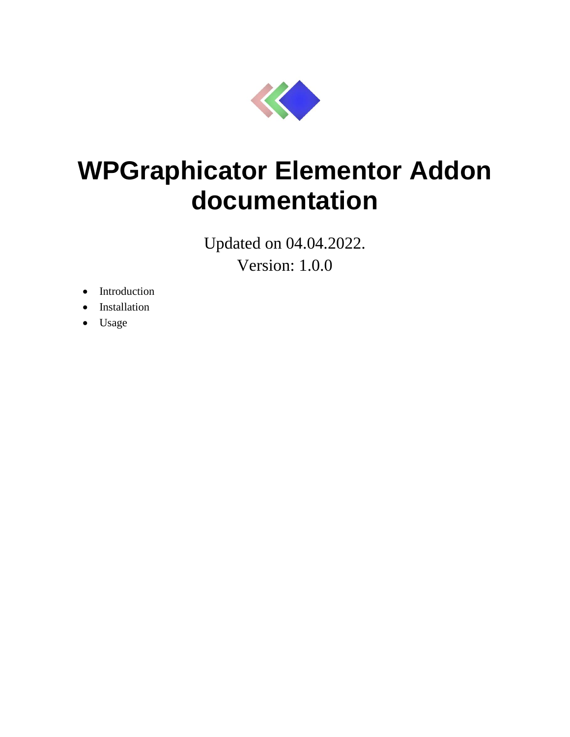# WPGraphicator Elementor Addon documentation

Updated on 04.04.2022.
Version: 1.0.0

- Introduction
- Installation
- Usage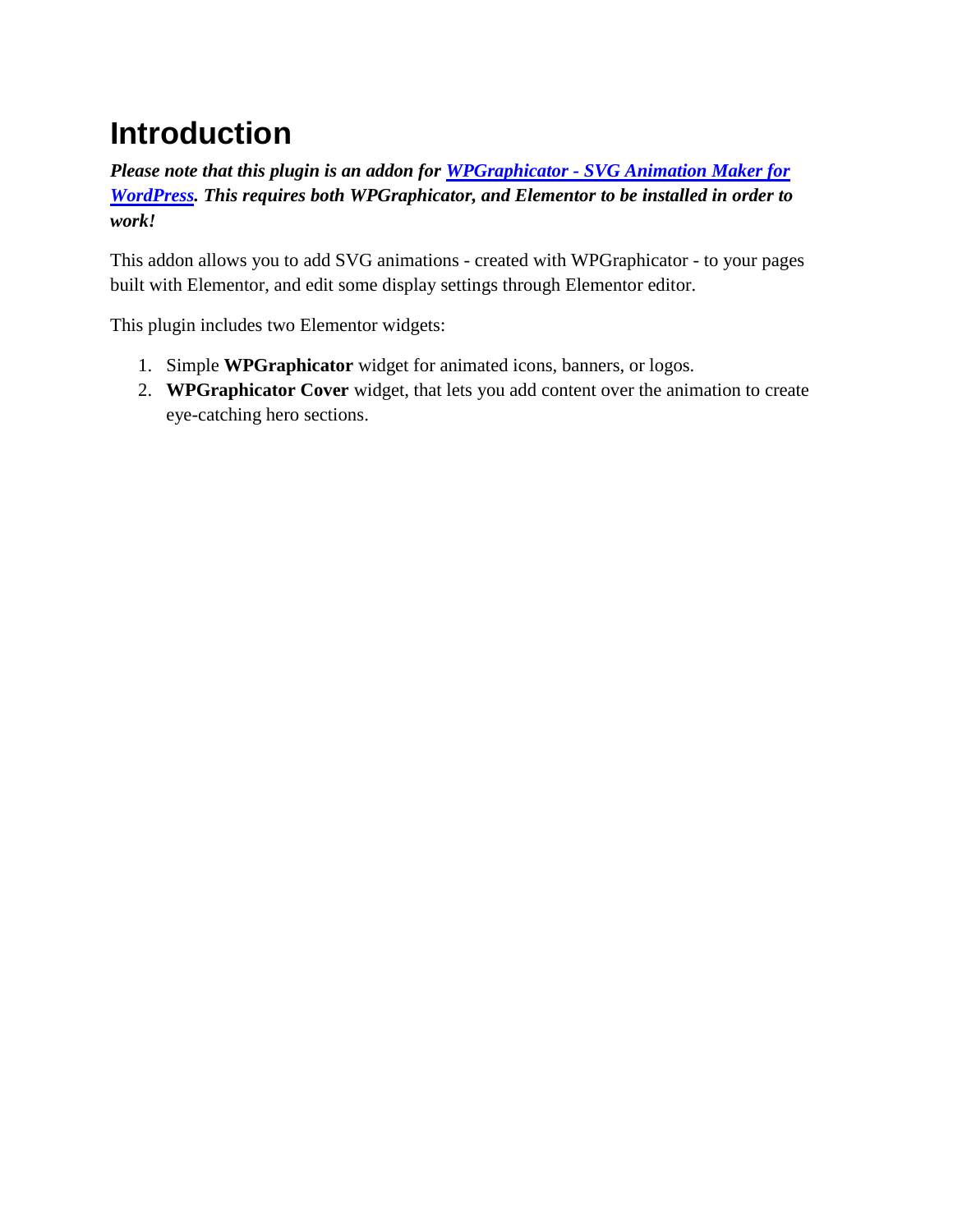# Introduction

***Please note that this plugin is an addon for [WPGraphicator - SVG Animation Maker for WordPress](). This requires both WPGraphicator, and Elementor to be installed in order to work!***

This addon allows you to add SVG animations - created with WPGraphicator - to your pages built with Elementor, and edit some display settings through Elementor editor.

This plugin includes two Elementor widgets:

1. Simple **WPGraphicator** widget for animated icons, banners, or logos.
2. **WPGraphicator Cover** widget, that lets you add content over the animation to create eye-catching hero sections.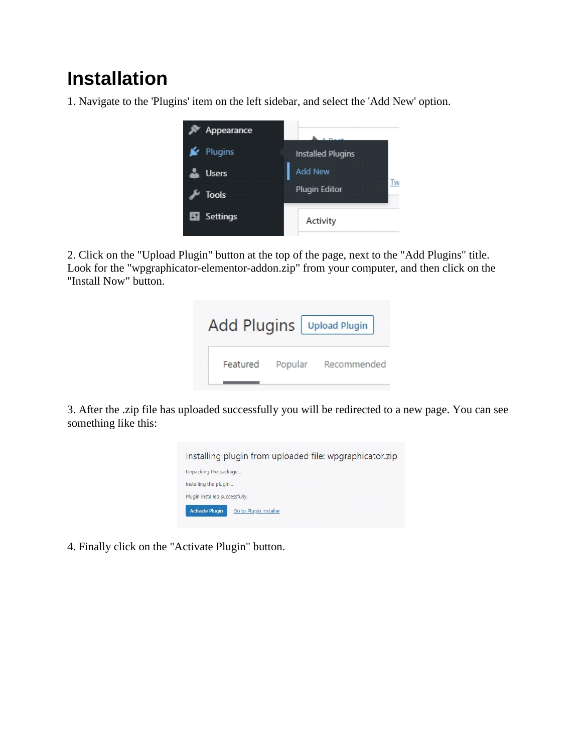# Installation

1. Navigate to the 'Plugins' item on the left sidebar, and select the 'Add New' option.

2. Click on the "Upload Plugin" button at the top of the page, next to the "Add Plugins" title. Look for the "wpgraphicator-elementor-addon.zip" from your computer, and then click on the "Install Now" button.

3. After the .zip file has uploaded successfully you will be redirected to a new page. You can see something like this:

4. Finally click on the "Activate Plugin" button.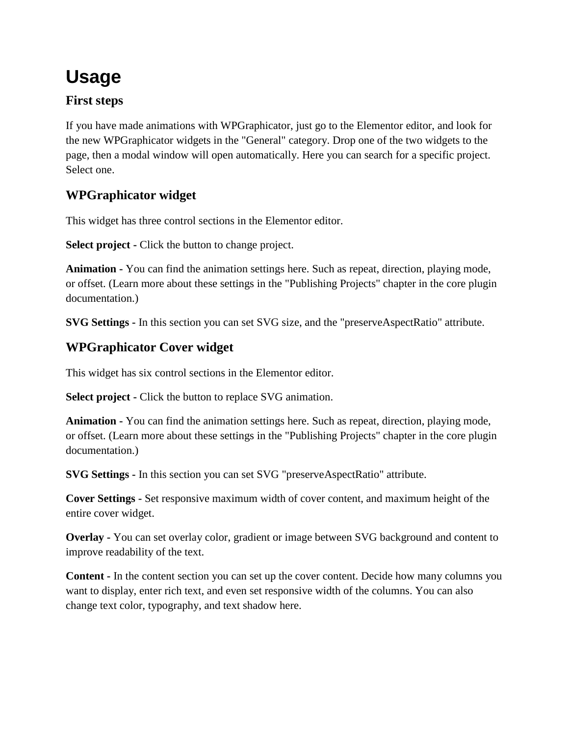# Usage

## First steps

If you have made animations with WPGraphicator, just go to the Elementor editor, and look for the new WPGraphicator widgets in the "General" category. Drop one of the two widgets to the page, then a modal window will open automatically. Here you can search for a specific project. Select one.

## WPGraphicator widget

This widget has three control sections in the Elementor editor.

**Select project -** Click the button to change project.

**Animation -** You can find the animation settings here. Such as repeat, direction, playing mode, or offset. (Learn more about these settings in the "Publishing Projects" chapter in the core plugin documentation.)

**SVG Settings -** In this section you can set SVG size, and the "preserveAspectRatio" attribute.

## WPGraphicator Cover widget

This widget has six control sections in the Elementor editor.

**Select project -** Click the button to replace SVG animation.

**Animation -** You can find the animation settings here. Such as repeat, direction, playing mode, or offset. (Learn more about these settings in the "Publishing Projects" chapter in the core plugin documentation.)

**SVG Settings -** In this section you can set SVG "preserveAspectRatio" attribute.

**Cover Settings -** Set responsive maximum width of cover content, and maximum height of the entire cover widget.

**Overlay -** You can set overlay color, gradient or image between SVG background and content to improve readability of the text.

**Content -** In the content section you can set up the cover content. Decide how many columns you want to display, enter rich text, and even set responsive width of the columns. You can also change text color, typography, and text shadow here.